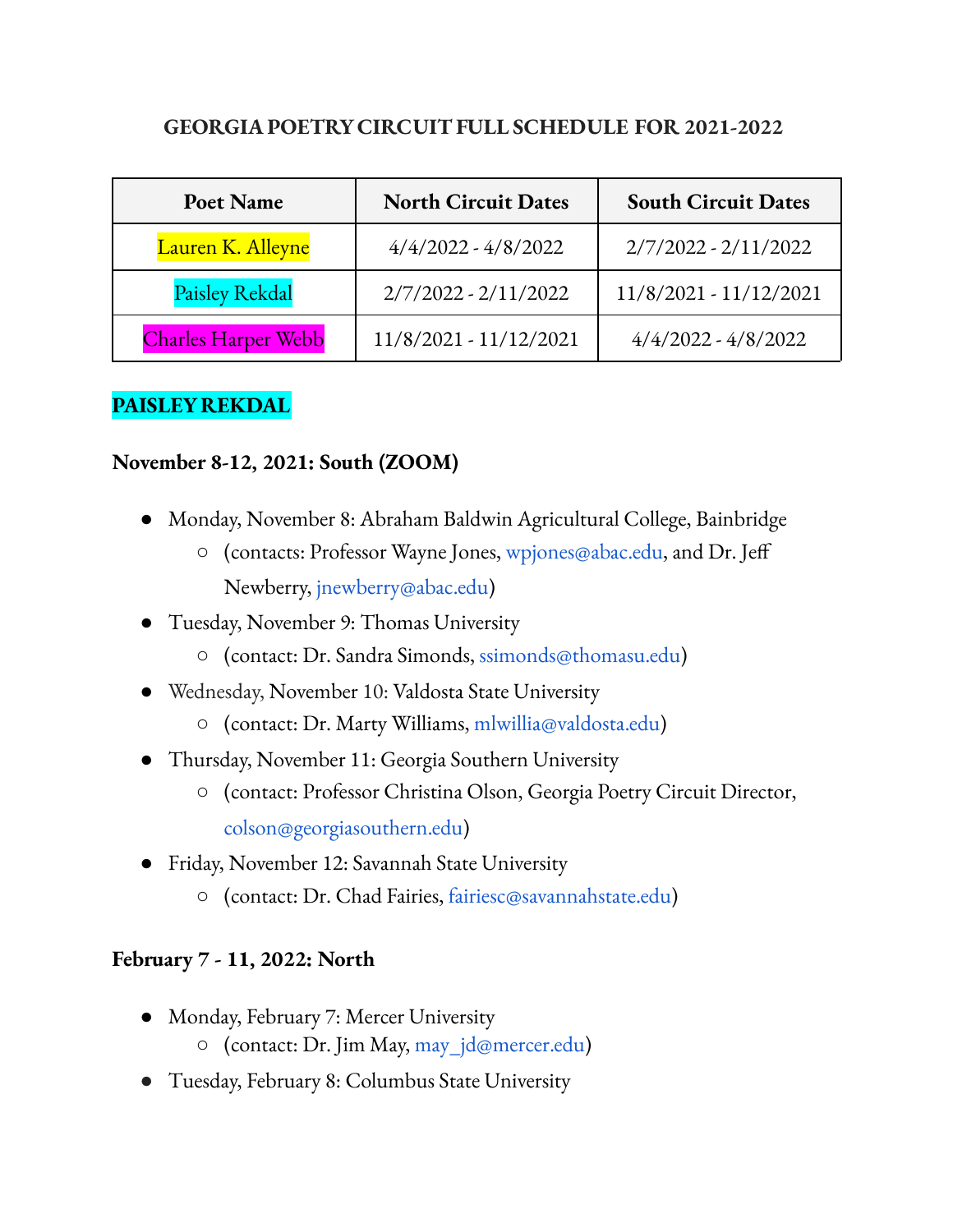# GEORGIA POETRY CIRCUIT FULL SCHEDULE FOR 2021-2022

| Poet Name | North Circuit Dates | South Circuit Dates |
| --- | --- | --- |
| Lauren K. Alleyne | 4/4/2022 - 4/8/2022 | 2/7/2022 - 2/11/2022 |
| Paisley Rekdal | 2/7/2022 - 2/11/2022 | 11/8/2021 - 11/12/2021 |
| Charles Harper Webb | 11/8/2021 - 11/12/2021 | 4/4/2022 - 4/8/2022 |

## PAISLEY REKDAL

### November 8-12, 2021: South (ZOOM)

- Monday, November 8: Abraham Baldwin Agricultural College, Bainbridge
  - (contacts: Professor Wayne Jones, wpjones@abac.edu, and Dr. Jeff Newberry, jnewberry@abac.edu)
- Tuesday, November 9: Thomas University
  - (contact: Dr. Sandra Simonds, ssimonds@thomasu.edu)
- Wednesday, November 10: Valdosta State University
  - (contact: Dr. Marty Williams, mlwillia@valdosta.edu)
- Thursday, November 11: Georgia Southern University
  - (contact: Professor Christina Olson, Georgia Poetry Circuit Director, colson@georgiasouthern.edu)
- Friday, November 12: Savannah State University
  - (contact: Dr. Chad Fairies, fairiesc@savannahstate.edu)

### February 7 - 11, 2022: North

- Monday, February 7: Mercer University
  - (contact: Dr. Jim May, may_jd@mercer.edu)
- Tuesday, February 8: Columbus State University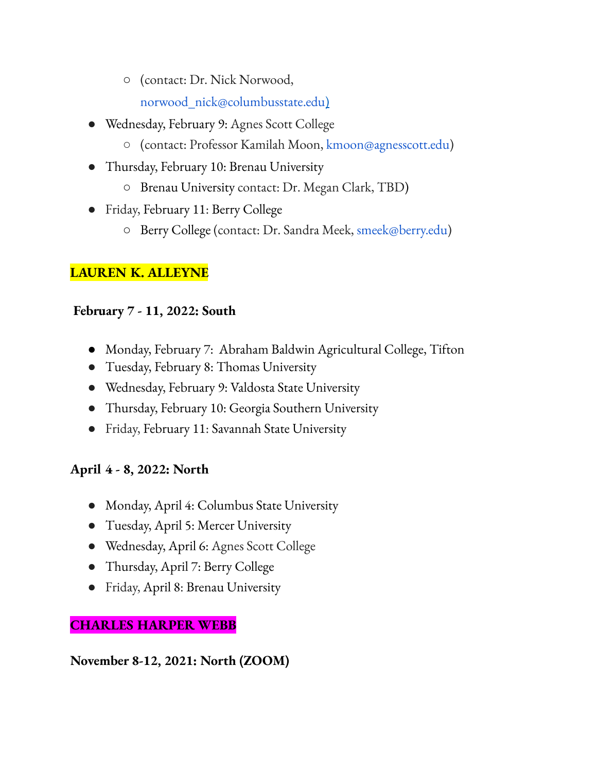- (contact: Dr. Nick Norwood, norwood_nick@columbusstate.edu)
- Wednesday, February 9: Agnes Scott College
    - (contact: Professor Kamilah Moon, kmoon@agnesscott.edu)
- Thursday, February 10: Brenau University
    - Brenau University contact: Dr. Megan Clark, TBD)
- Friday, February 11: Berry College
    - Berry College (contact: Dr. Sandra Meek, smeek@berry.edu)

## LAUREN K. ALLEYNE

**February 7 - 11, 2022: South**

- Monday, February 7: Abraham Baldwin Agricultural College, Tifton
- Tuesday, February 8: Thomas University
- Wednesday, February 9: Valdosta State University
- Thursday, February 10: Georgia Southern University
- Friday, February 11: Savannah State University

**April 4 - 8, 2022: North**

- Monday, April 4: Columbus State University
- Tuesday, April 5: Mercer University
- Wednesday, April 6: Agnes Scott College
- Thursday, April 7: Berry College
- Friday, April 8: Brenau University

## CHARLES HARPER WEBB

**November 8-12, 2021: North (ZOOM)**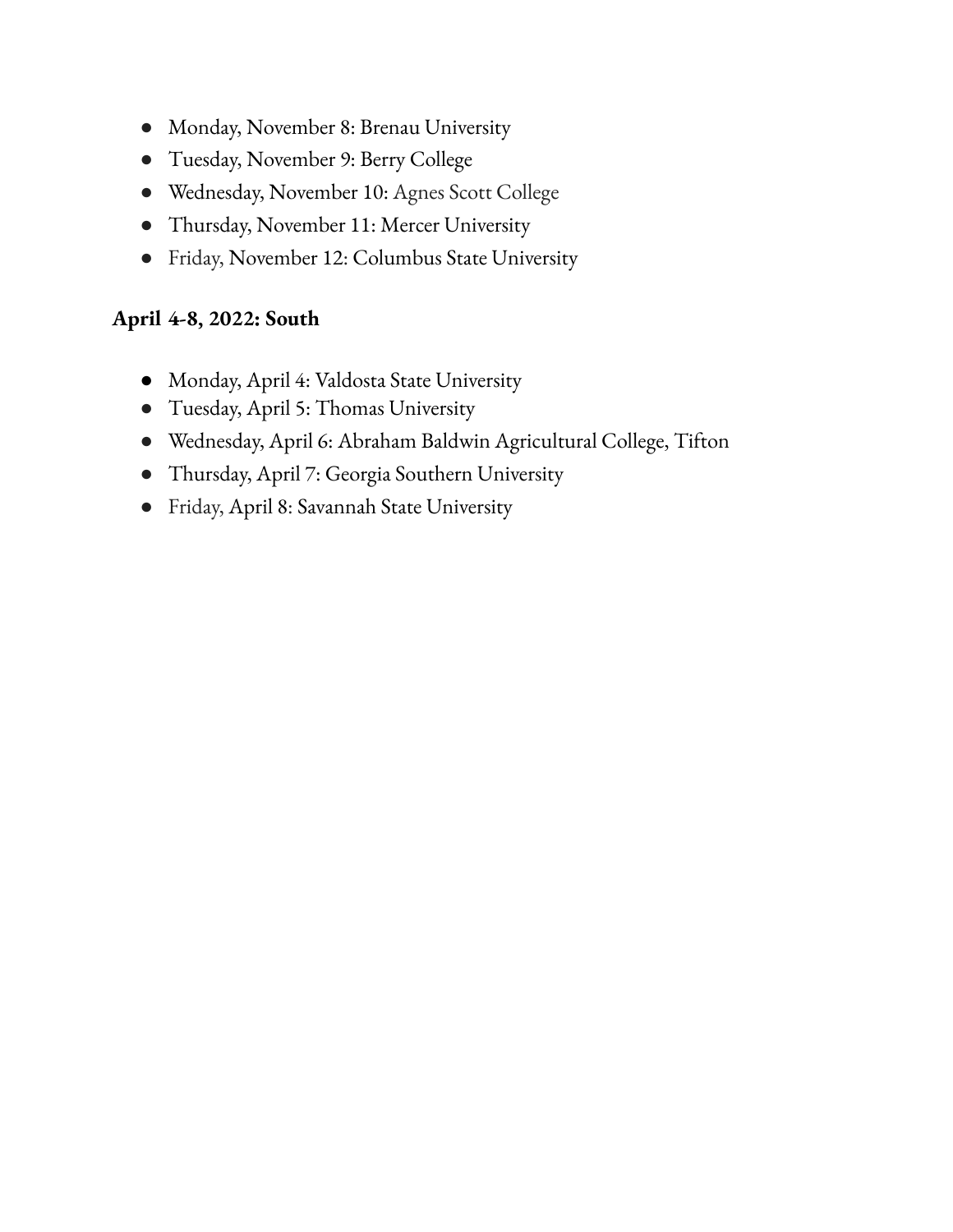- Monday, November 8: Brenau University
- Tuesday, November 9: Berry College
- Wednesday, November 10: Agnes Scott College
- Thursday, November 11: Mercer University
- Friday, November 12: Columbus State University

**April 4-8, 2022: South**

- Monday, April 4: Valdosta State University
- Tuesday, April 5: Thomas University
- Wednesday, April 6: Abraham Baldwin Agricultural College, Tifton
- Thursday, April 7: Georgia Southern University
- Friday, April 8: Savannah State University